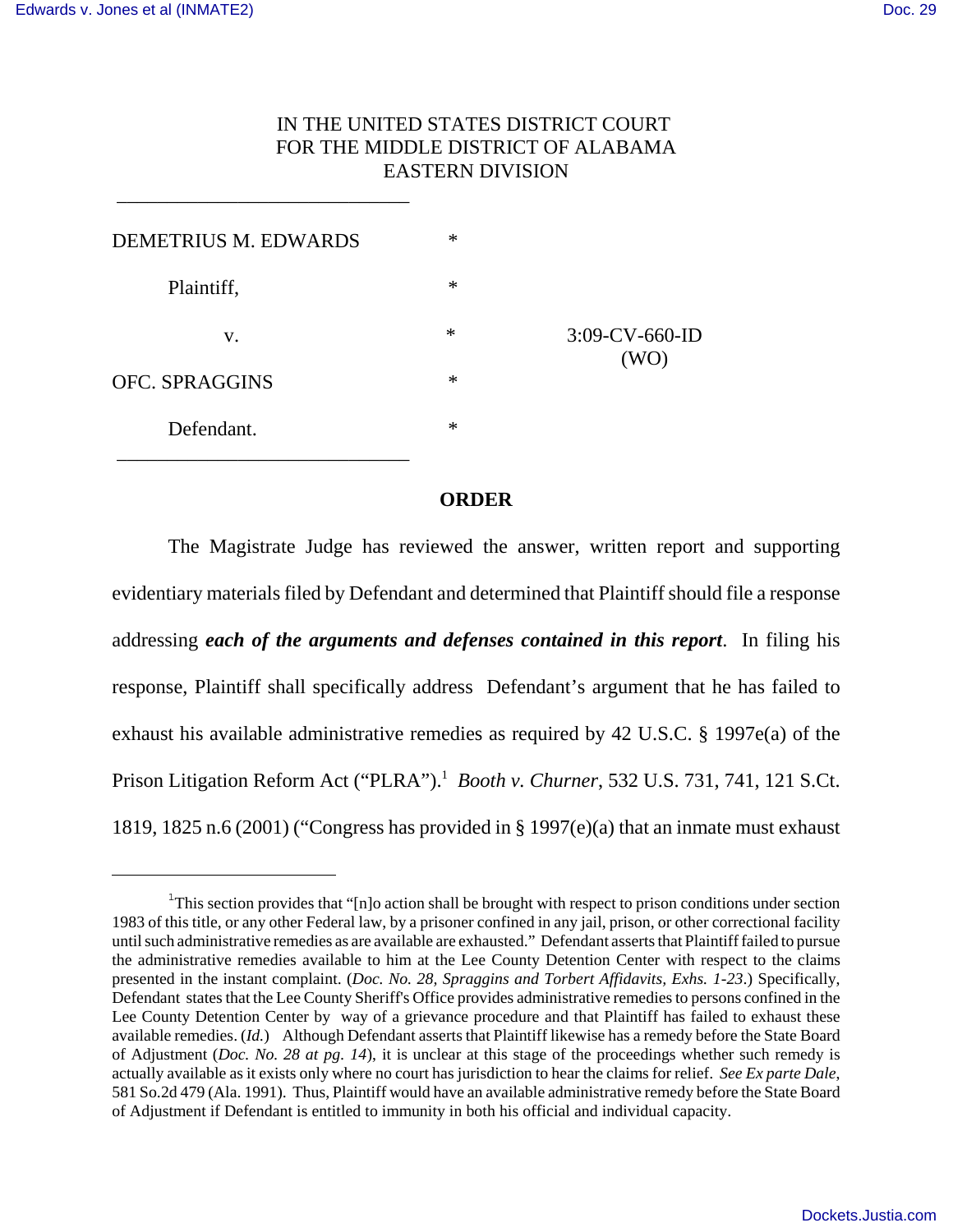IN THE UNITED STATES DISTRICT COURT
FOR THE MIDDLE DISTRICT OF ALABAMA
EASTERN DIVISION

| | | |
|---|---|---|
| DEMETRIUS M. EDWARDS | * | |
| Plaintiff, | * | |
| v. | * | 3:09-CV-660-ID (WO) |
| OFC. SPRAGGINS | * | |
| Defendant. | * | |

**ORDER**

The Magistrate Judge has reviewed the answer, written report and supporting evidentiary materials filed by Defendant and determined that Plaintiff should file a response addressing ***each of the arguments and defenses contained in this report***. In filing his response, Plaintiff shall specifically address Defendant's argument that he has failed to exhaust his available administrative remedies as required by 42 U.S.C. § 1997e(a) of the Prison Litigation Reform Act ("PLRA").[1] *Booth v. Churner*, 532 U.S. 731, 741, 121 S.Ct. 1819, 1825 n.6 (2001) ("Congress has provided in § 1997(e)(a) that an inmate must exhaust

---

[1]This section provides that "[n]o action shall be brought with respect to prison conditions under section 1983 of this title, or any other Federal law, by a prisoner confined in any jail, prison, or other correctional facility until such administrative remedies as are available are exhausted." Defendant asserts that Plaintiff failed to pursue the administrative remedies available to him at the Lee County Detention Center with respect to the claims presented in the instant complaint. (*Doc. No. 28, Spraggins and Torbert Affidavits, Exhs. 1-23*.) Specifically, Defendant states that the Lee County Sheriff's Office provides administrative remedies to persons confined in the Lee County Detention Center by way of a grievance procedure and that Plaintiff has failed to exhaust these available remedies. (*Id.*) Although Defendant asserts that Plaintiff likewise has a remedy before the State Board of Adjustment (*Doc. No. 28 at pg. 14*), it is unclear at this stage of the proceedings whether such remedy is actually available as it exists only where no court has jurisdiction to hear the claims for relief. *See Ex parte Dale*, 581 So.2d 479 (Ala. 1991). Thus, Plaintiff would have an available administrative remedy before the State Board of Adjustment if Defendant is entitled to immunity in both his official and individual capacity.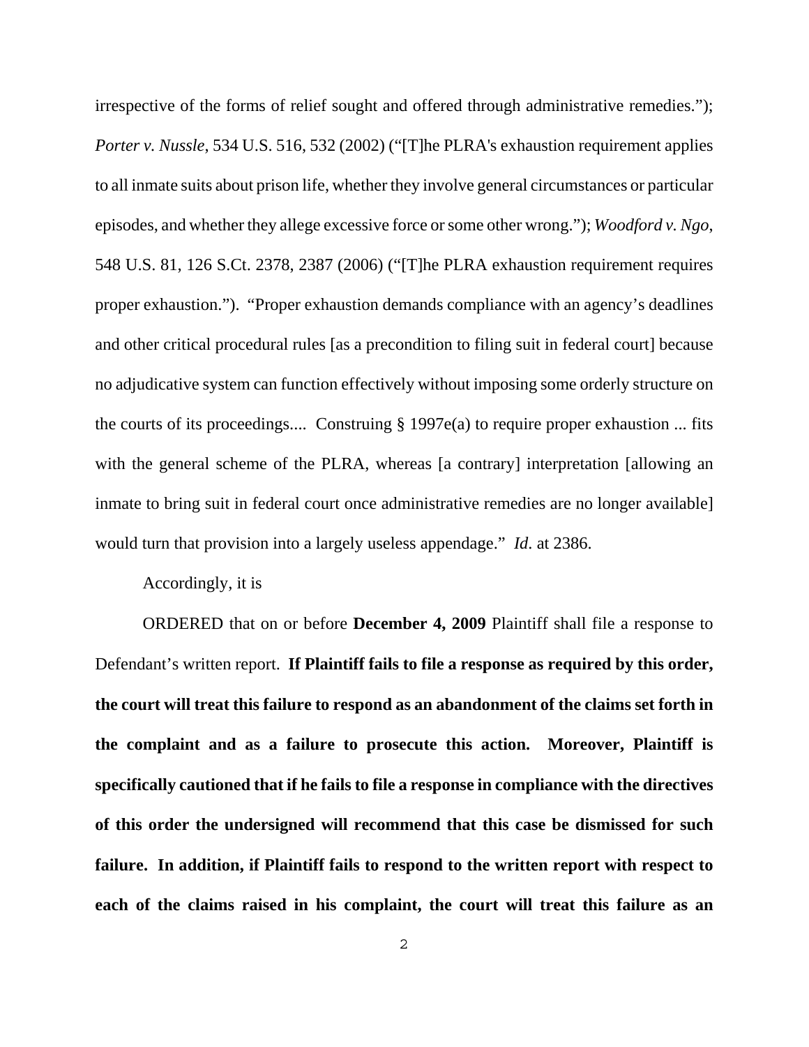irrespective of the forms of relief sought and offered through administrative remedies."); *Porter v. Nussle*, 534 U.S. 516, 532 (2002) ("[T]he PLRA's exhaustion requirement applies to all inmate suits about prison life, whether they involve general circumstances or particular episodes, and whether they allege excessive force or some other wrong."); *Woodford v. Ngo*, 548 U.S. 81, 126 S.Ct. 2378, 2387 (2006) ("[T]he PLRA exhaustion requirement requires proper exhaustion."). "Proper exhaustion demands compliance with an agency's deadlines and other critical procedural rules [as a precondition to filing suit in federal court] because no adjudicative system can function effectively without imposing some orderly structure on the courts of its proceedings.... Construing § 1997e(a) to require proper exhaustion ... fits with the general scheme of the PLRA, whereas [a contrary] interpretation [allowing an inmate to bring suit in federal court once administrative remedies are no longer available] would turn that provision into a largely useless appendage." *Id*. at 2386.

Accordingly, it is

ORDERED that on or before **December 4, 2009** Plaintiff shall file a response to Defendant's written report. **If Plaintiff fails to file a response as required by this order, the court will treat this failure to respond as an abandonment of the claims set forth in the complaint and as a failure to prosecute this action. Moreover, Plaintiff is specifically cautioned that if he fails to file a response in compliance with the directives of this order the undersigned will recommend that this case be dismissed for such failure. In addition, if Plaintiff fails to respond to the written report with respect to each of the claims raised in his complaint, the court will treat this failure as an**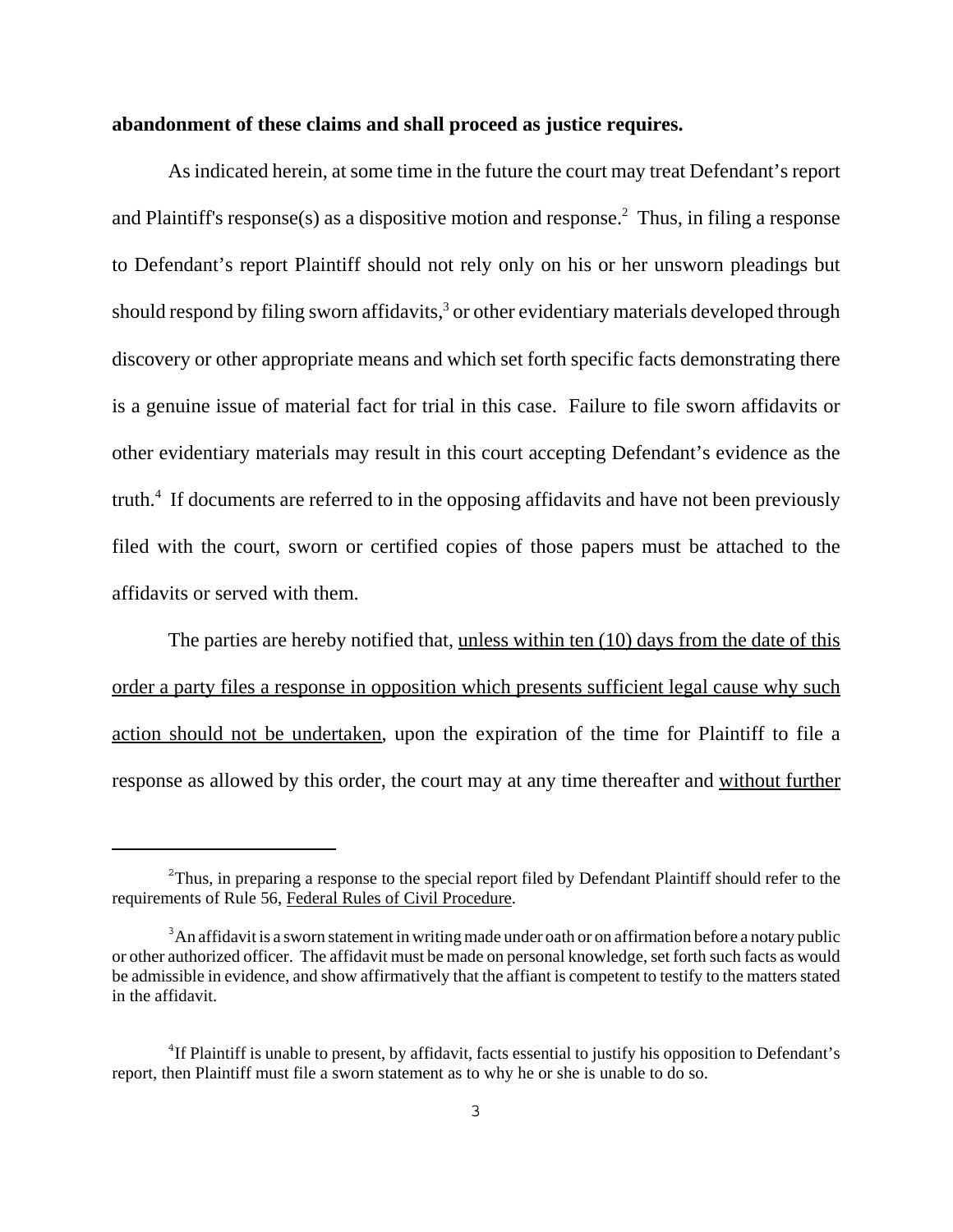**abandonment of these claims and shall proceed as justice requires.**

As indicated herein, at some time in the future the court may treat Defendant's report and Plaintiff's response(s) as a dispositive motion and response.[2] Thus, in filing a response to Defendant's report Plaintiff should not rely only on his or her unsworn pleadings but should respond by filing sworn affidavits,[3] or other evidentiary materials developed through discovery or other appropriate means and which set forth specific facts demonstrating there is a genuine issue of material fact for trial in this case. Failure to file sworn affidavits or other evidentiary materials may result in this court accepting Defendant's evidence as the truth.[4] If documents are referred to in the opposing affidavits and have not been previously filed with the court, sworn or certified copies of those papers must be attached to the affidavits or served with them.

The parties are hereby notified that, <u>unless within ten (10) days from the date of this order a party files a response in opposition which presents sufficient legal cause why such action should not be undertaken</u>, upon the expiration of the time for Plaintiff to file a response as allowed by this order, the court may at any time thereafter and <u>without further</u>

---

[2] Thus, in preparing a response to the special report filed by Defendant Plaintiff should refer to the requirements of Rule 56, <u>Federal Rules of Civil Procedure</u>.

[3] An affidavit is a sworn statement in writing made under oath or on affirmation before a notary public or other authorized officer. The affidavit must be made on personal knowledge, set forth such facts as would be admissible in evidence, and show affirmatively that the affiant is competent to testify to the matters stated in the affidavit.

[4] If Plaintiff is unable to present, by affidavit, facts essential to justify his opposition to Defendant's report, then Plaintiff must file a sworn statement as to why he or she is unable to do so.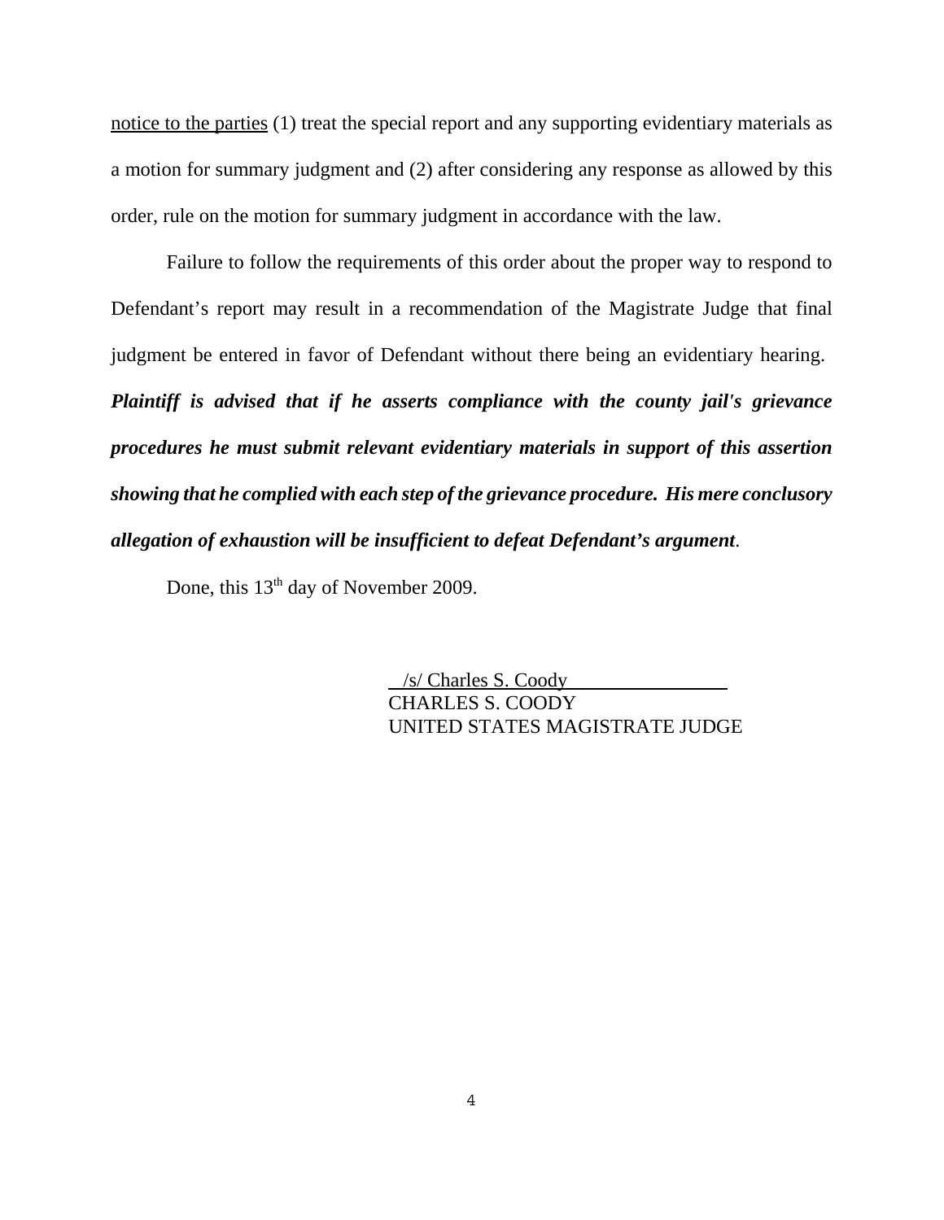notice to the parties (1) treat the special report and any supporting evidentiary materials as a motion for summary judgment and (2) after considering any response as allowed by this order, rule on the motion for summary judgment in accordance with the law.

Failure to follow the requirements of this order about the proper way to respond to Defendant's report may result in a recommendation of the Magistrate Judge that final judgment be entered in favor of Defendant without there being an evidentiary hearing. ***Plaintiff is advised that if he asserts compliance with the county jail's grievance procedures he must submit relevant evidentiary materials in support of this assertion showing that he complied with each step of the grievance procedure. His mere conclusory allegation of exhaustion will be insufficient to defeat Defendant's argument***.

Done, this 13th day of November 2009.

/s/ Charles S. Coody
CHARLES S. COODY
UNITED STATES MAGISTRATE JUDGE